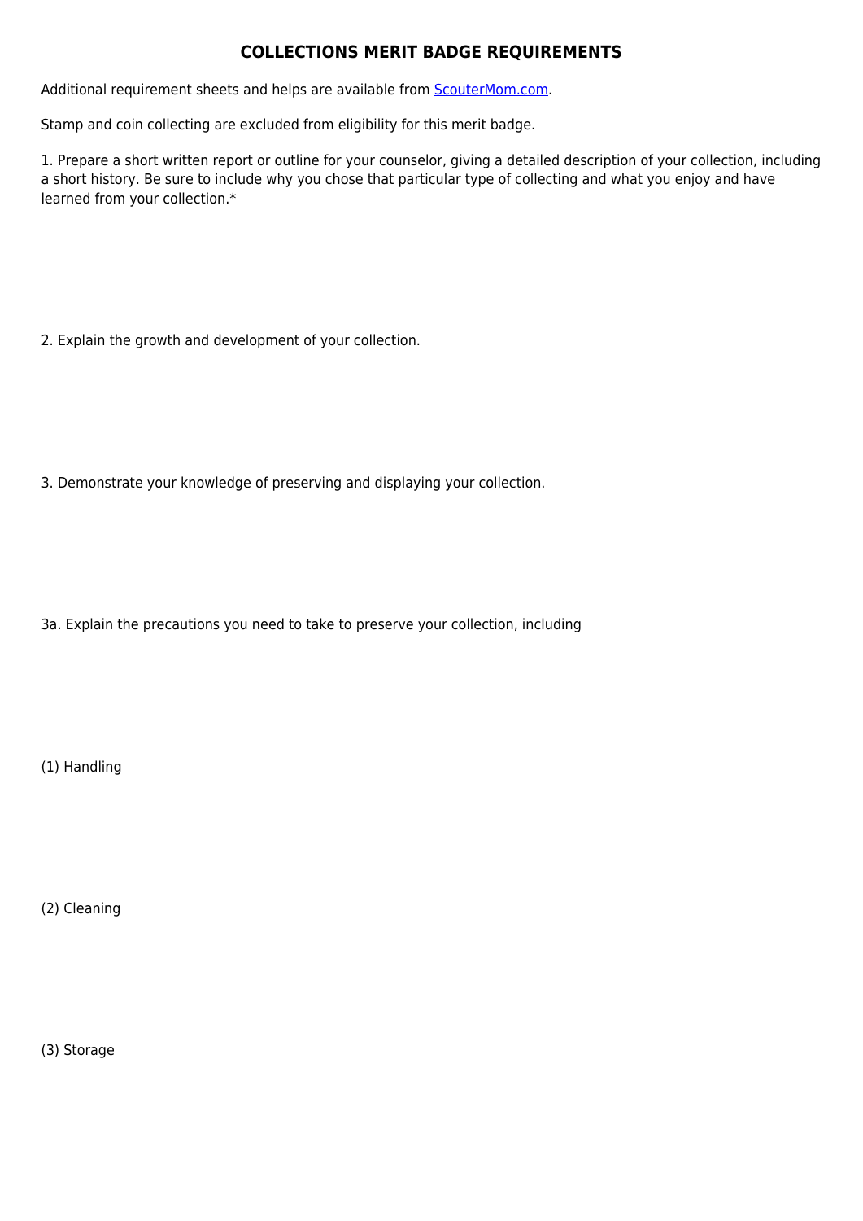# COLLECTIONS MERIT BADGE REQUIREMENTS

Additional requirement sheets and helps are available from [ScouterMom.com](http://ScouterMom.com).

Stamp and coin collecting are excluded from eligibility for this merit badge.

1. Prepare a short written report or outline for your counselor, giving a detailed description of your collection, including a short history. Be sure to include why you chose that particular type of collecting and what you enjoy and have learned from your collection.*

2. Explain the growth and development of your collection.

3. Demonstrate your knowledge of preserving and displaying your collection.

3a. Explain the precautions you need to take to preserve your collection, including

(1) Handling

(2) Cleaning

(3) Storage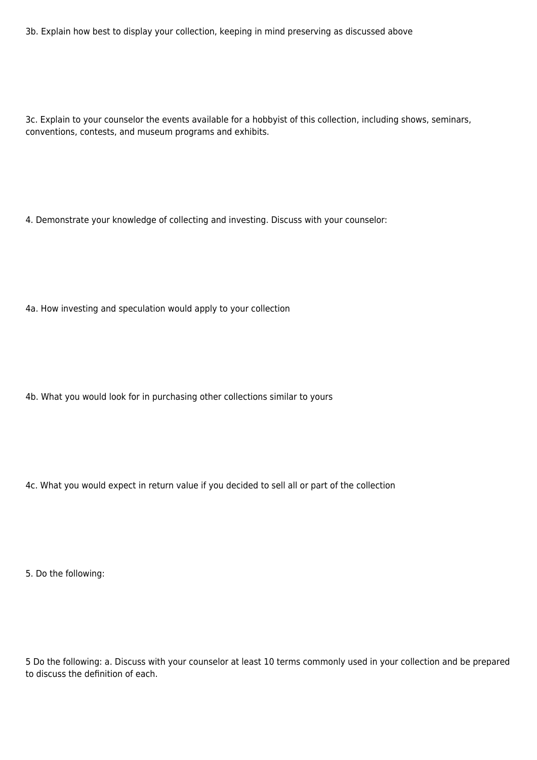3b. Explain how best to display your collection, keeping in mind preserving as discussed above

3c. Explain to your counselor the events available for a hobbyist of this collection, including shows, seminars, conventions, contests, and museum programs and exhibits.

4. Demonstrate your knowledge of collecting and investing. Discuss with your counselor:

4a. How investing and speculation would apply to your collection

4b. What you would look for in purchasing other collections similar to yours

4c. What you would expect in return value if you decided to sell all or part of the collection

5. Do the following:

5 Do the following: a. Discuss with your counselor at least 10 terms commonly used in your collection and be prepared to discuss the definition of each.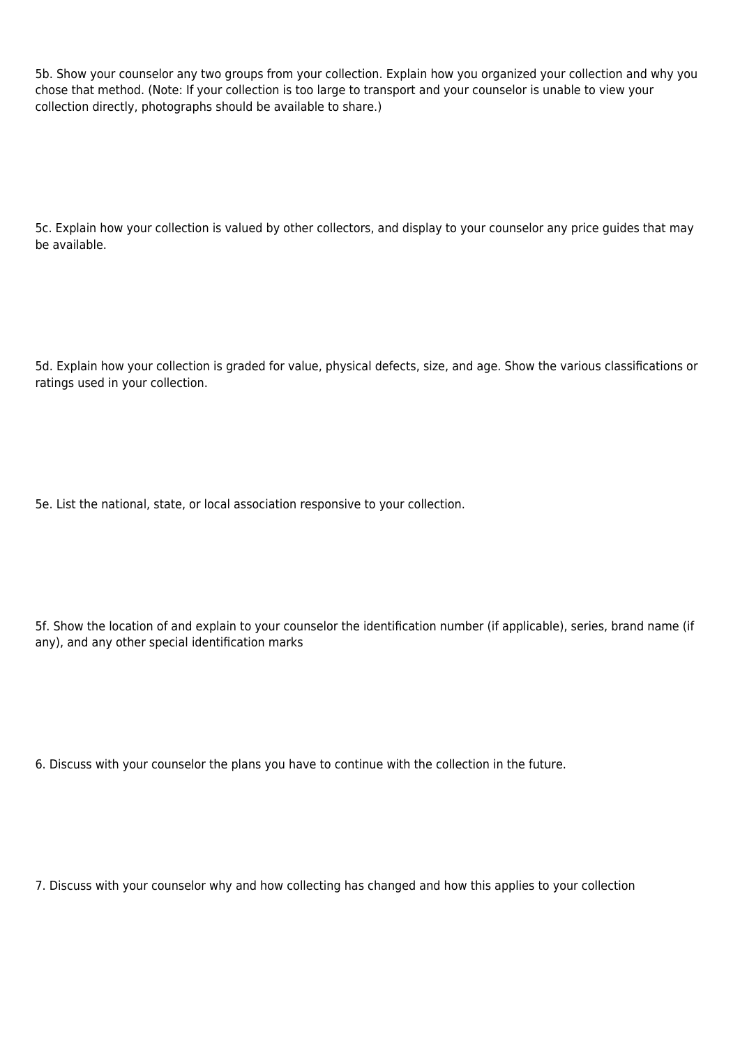5b. Show your counselor any two groups from your collection. Explain how you organized your collection and why you chose that method. (Note: If your collection is too large to transport and your counselor is unable to view your collection directly, photographs should be available to share.)

5c. Explain how your collection is valued by other collectors, and display to your counselor any price guides that may be available.

5d. Explain how your collection is graded for value, physical defects, size, and age. Show the various classifications or ratings used in your collection.

5e. List the national, state, or local association responsive to your collection.

5f. Show the location of and explain to your counselor the identification number (if applicable), series, brand name (if any), and any other special identification marks

6. Discuss with your counselor the plans you have to continue with the collection in the future.

7. Discuss with your counselor why and how collecting has changed and how this applies to your collection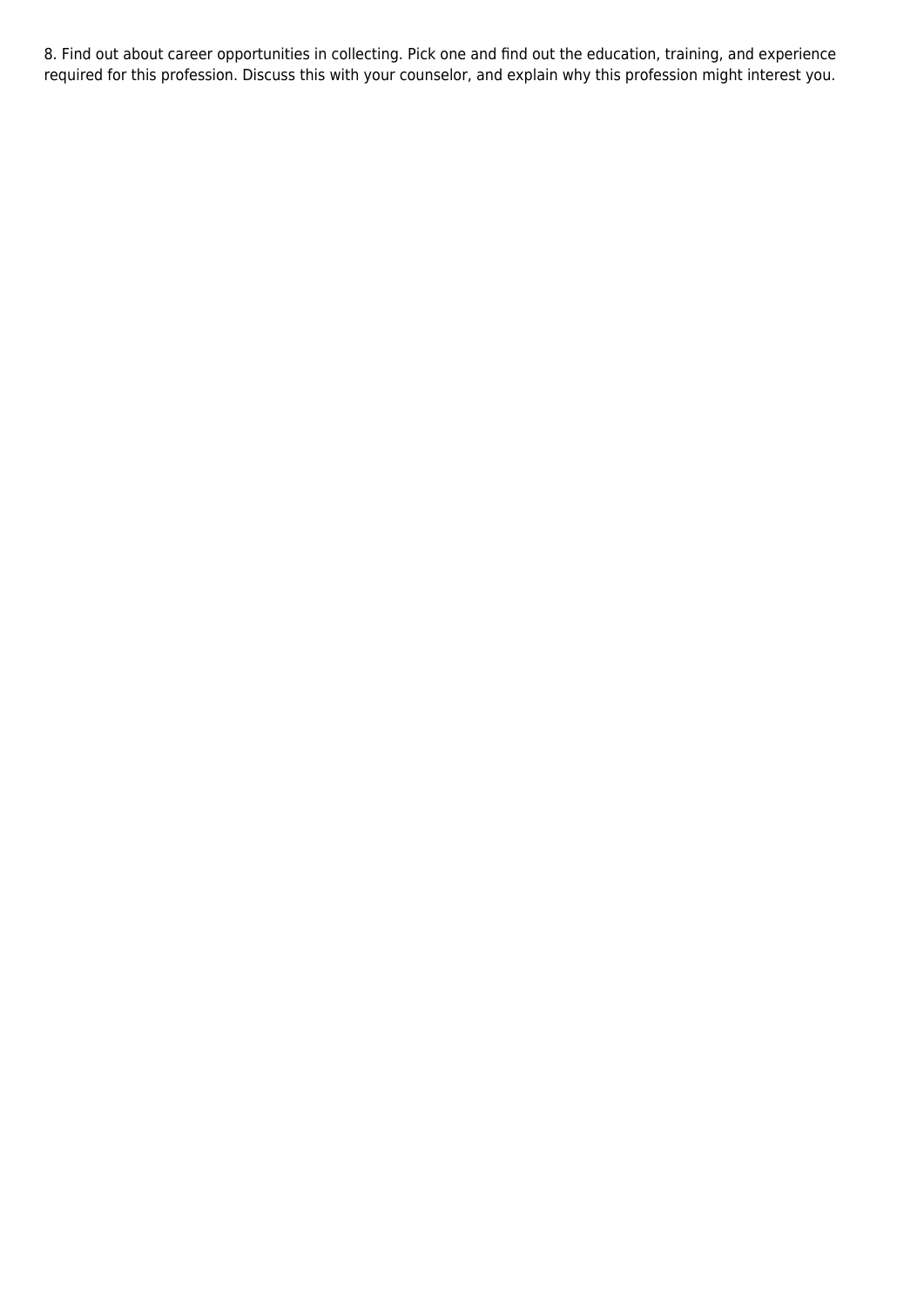8. Find out about career opportunities in collecting. Pick one and find out the education, training, and experience required for this profession. Discuss this with your counselor, and explain why this profession might interest you.